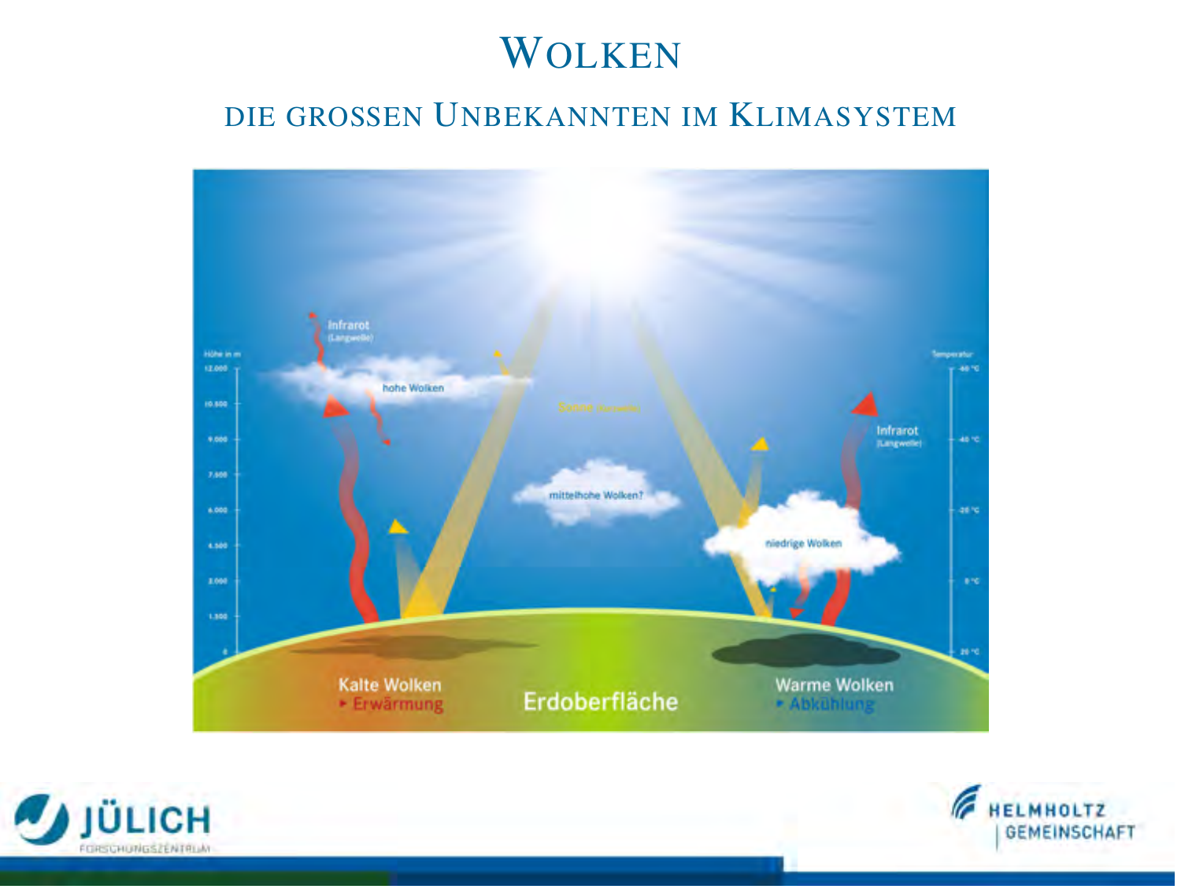# Wolken

## die grossen Unbekannten im Klimasystem

Höhe in m

12.000

10.500

9.000

7.500

6.000

4.500

3.000

1.500

0

Temperatur

-60 °C

-40 °C

-20 °C

0 °C

20 °C

Infrarot (Langwelle)

hohe Wolken

Sonne (Kurzwelle)

mittelhohe Wolken?

niedrige Wolken

Infrarot (Langwelle)

Kalte Wolken ▸ Erwärmung

Erdoberfläche

Warme Wolken ▸ Abkühlung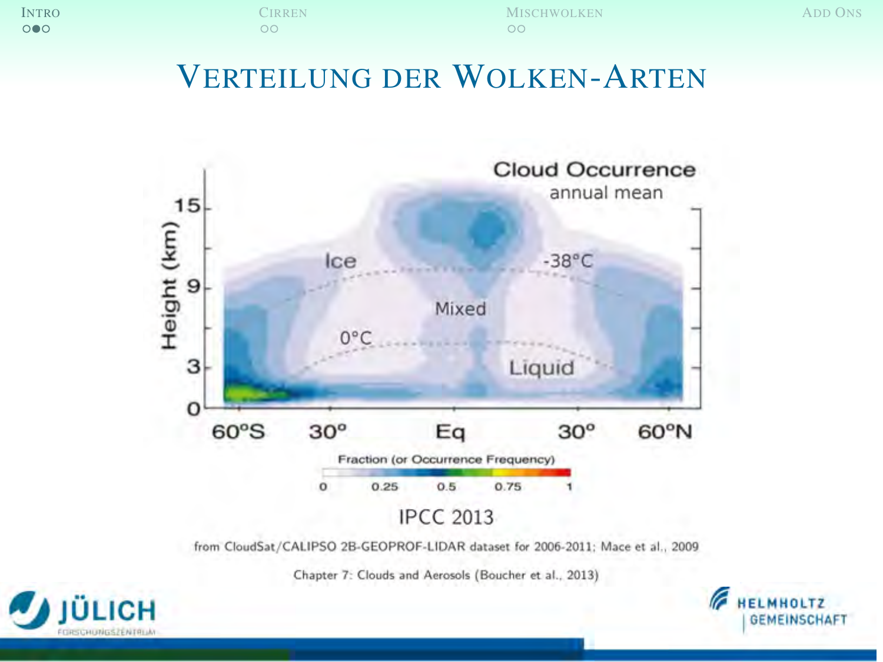# Verteilung der Wolken-Arten

Cloud Occurrence
annual mean

Fraction (or Occurrence Frequency)

IPCC 2013

from CloudSat/CALIPSO 2B-GEOPROF-LIDAR dataset for 2006-2011; Mace et al., 2009

Chapter 7: Clouds and Aerosols (Boucher et al., 2013)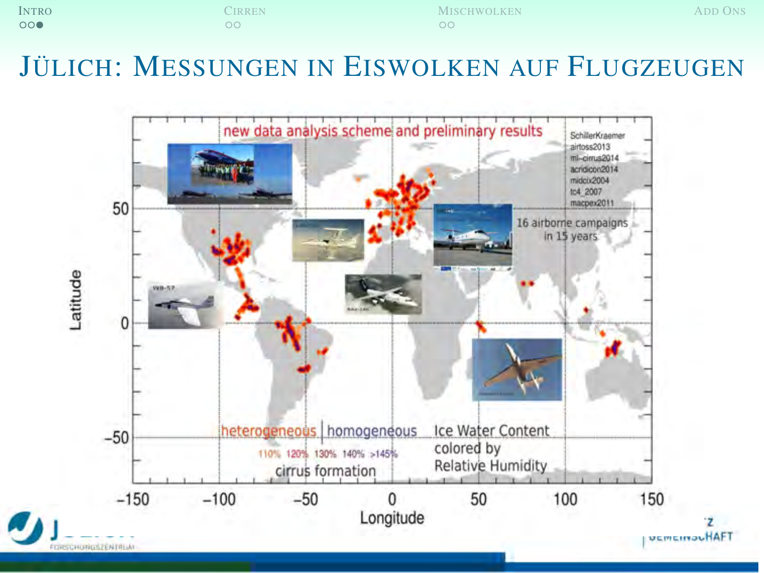# Jülich: Messungen in Eiswolken auf Flugzeugen

new data analysis scheme and preliminary results

SchillerKraemer
airtoss2013
ml-cirrus2014
acridicon2014
midcix2004
tc4_2007
macpex2011

16 airborne campaigns in 15 years

heterogeneous | homogeneous

110% 120% 130% 140% >145%

cirrus formation

Ice Water Content colored by Relative Humidity

Latitude

Longitude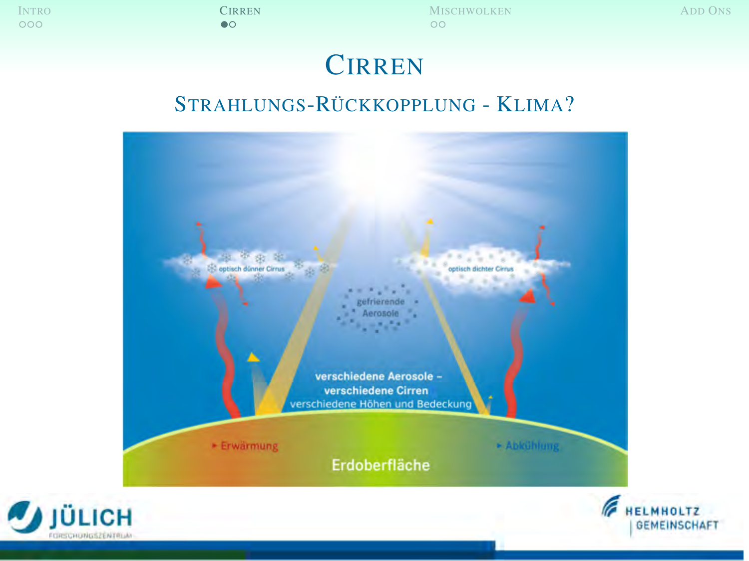# Cirren

## Strahlungs-Rückkopplung - Klima?

optisch dünner Cirrus

optisch dichter Cirrus

gefrierende Aerosole

verschiedene Aerosole – verschiedene Cirren

verschiedene Höhen und Bedeckung

▸ Erwärmung

▸ Abkühlung

Erdoberfläche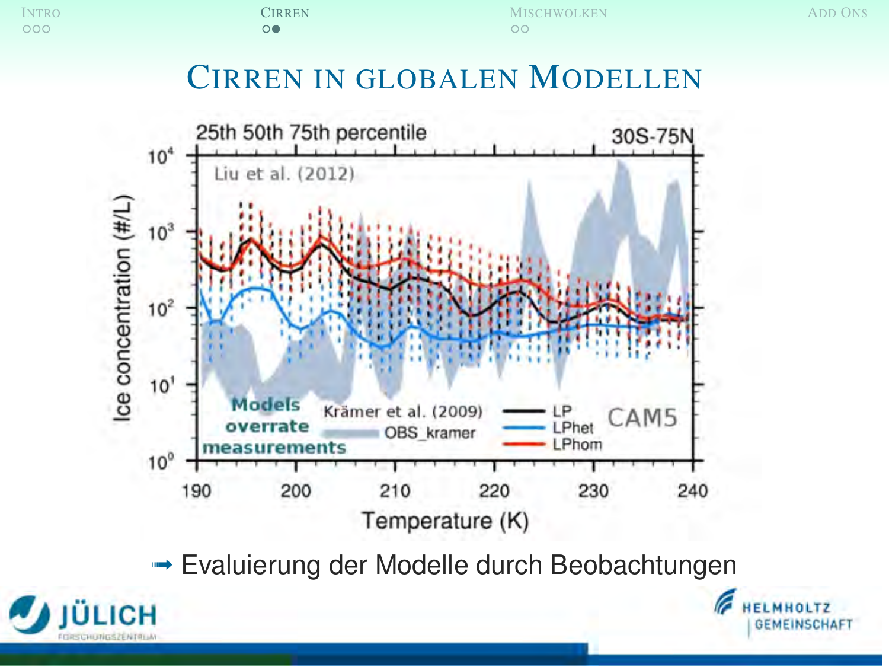# Cirren in globalen Modellen

➟ Evaluierung der Modelle durch Beobachtungen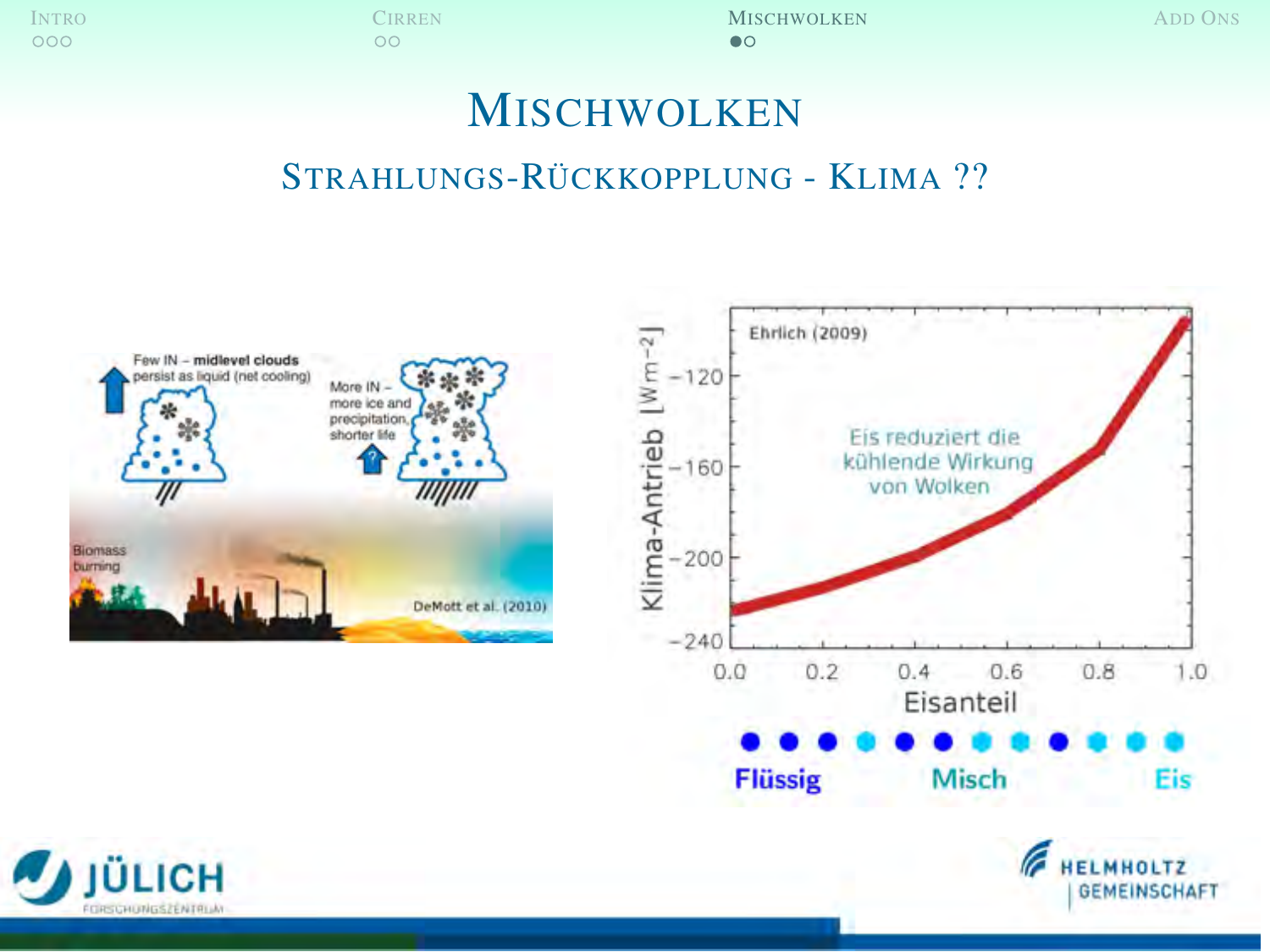# Mischwolken

## Strahlungs-Rückkopplung - Klima ??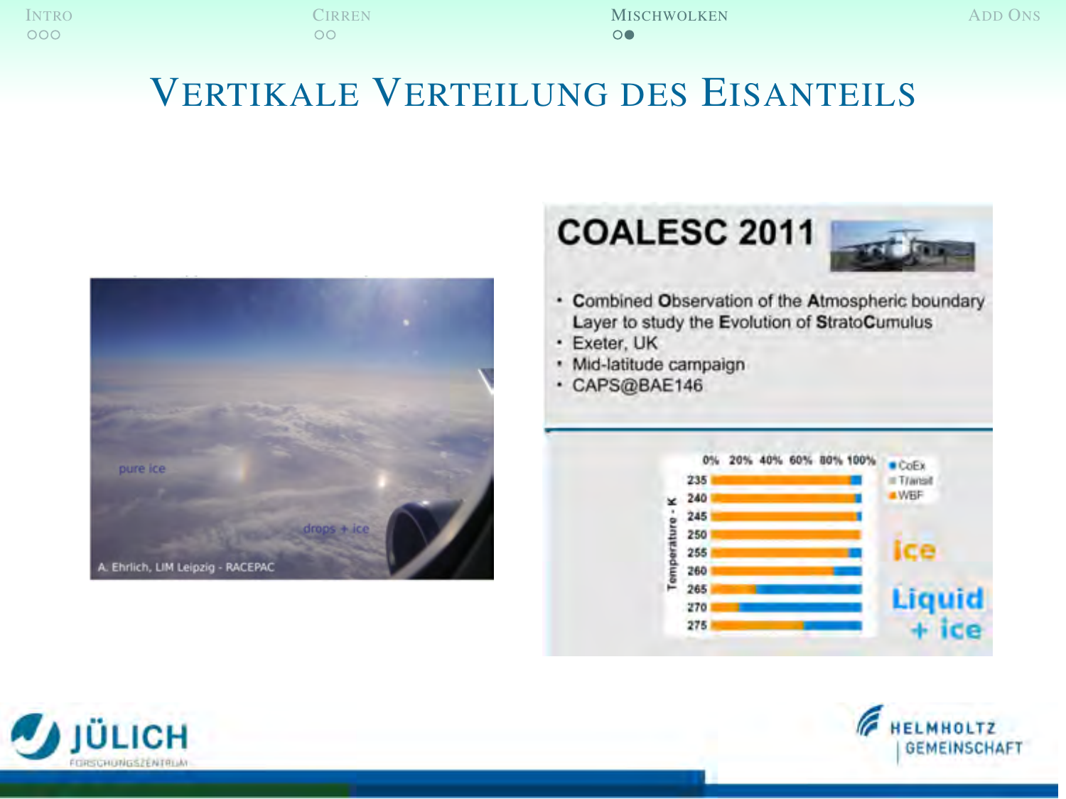# Vertikale Verteilung des Eisanteils

pure ice

drops + ice

A. Ehrlich, LIM Leipzig - RACEPAC

## COALESC 2011

- **C**ombined **O**bservation of the **A**tmospheric boundary **L**ayer to study the **E**volution of **S**trato**C**umulus
- Exeter, UK
- Mid-latitude campaign
- CAPS@BAE146

0% 20% 40% 60% 80% 100%

Temperature - K: 235, 240, 245, 250, 255, 260, 265, 270, 275

CoEx, Transit, WBF

ice

Liquid + ice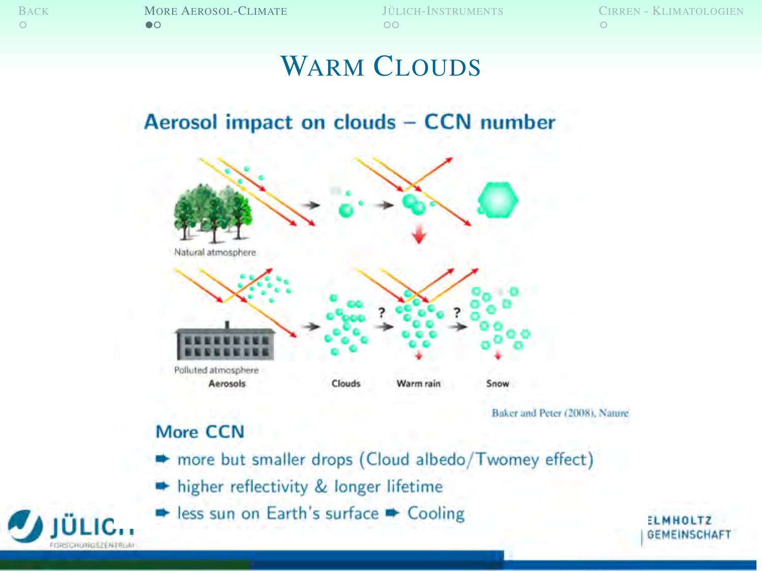# Warm Clouds

## Aerosol impact on clouds – CCN number

Natural atmosphere

Polluted atmosphere

Aerosols Clouds Warm rain Snow

Baker and Peter (2008), Nature

### More CCN

- ➡ more but smaller drops (Cloud albedo/Twomey effect)
- ➡ higher reflectivity & longer lifetime
- ➡ less sun on Earth's surface ➡ Cooling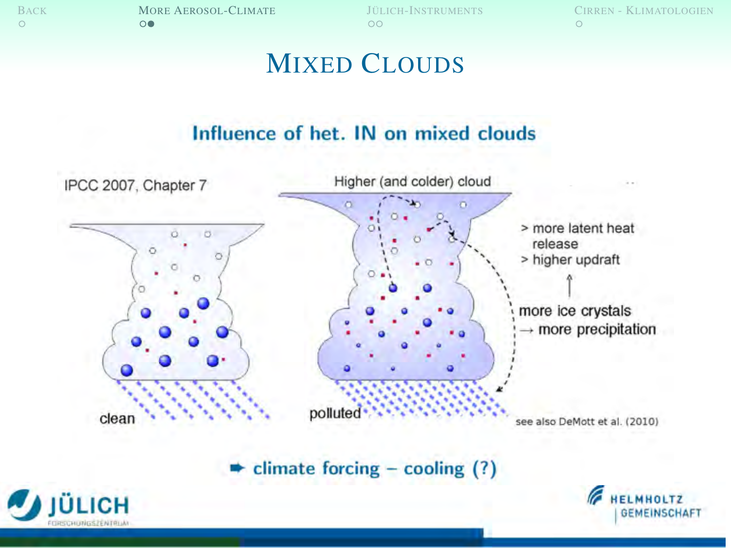# Mixed Clouds

## Influence of het. IN on mixed clouds

IPCC 2007, Chapter 7

Higher (and colder) cloud

> more latent heat release
> higher updraft

more ice crystals
→ more precipitation

clean

polluted

see also DeMott et al. (2010)

➡ climate forcing – cooling (?)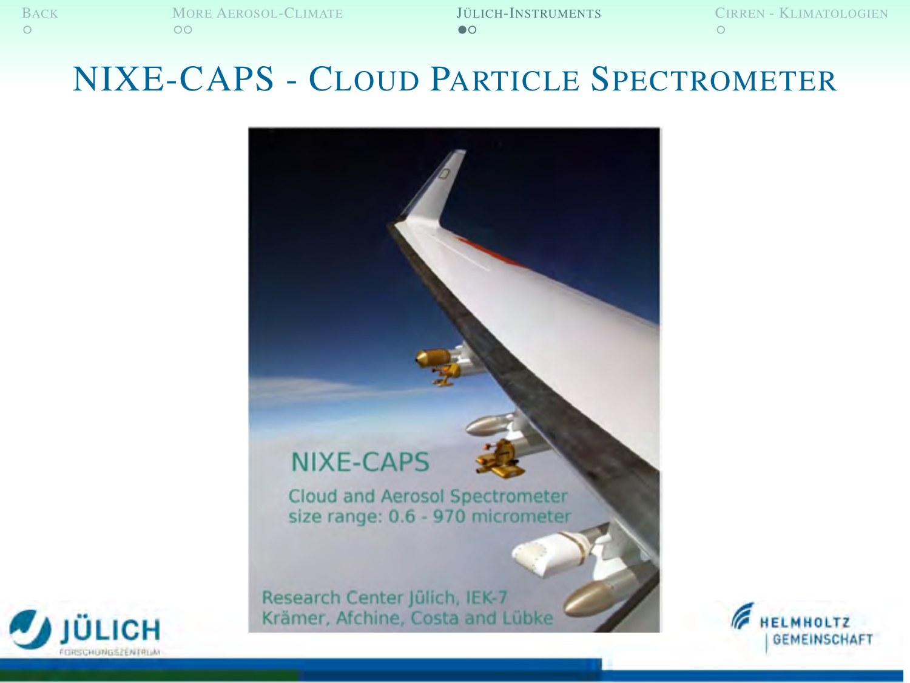# NIXE-CAPS - Cloud Particle Spectrometer

NIXE-CAPS

Cloud and Aerosol Spectrometer
size range: 0.6 - 970 micrometer

Research Center Jülich, IEK-7
Krämer, Afchine, Costa and Lübke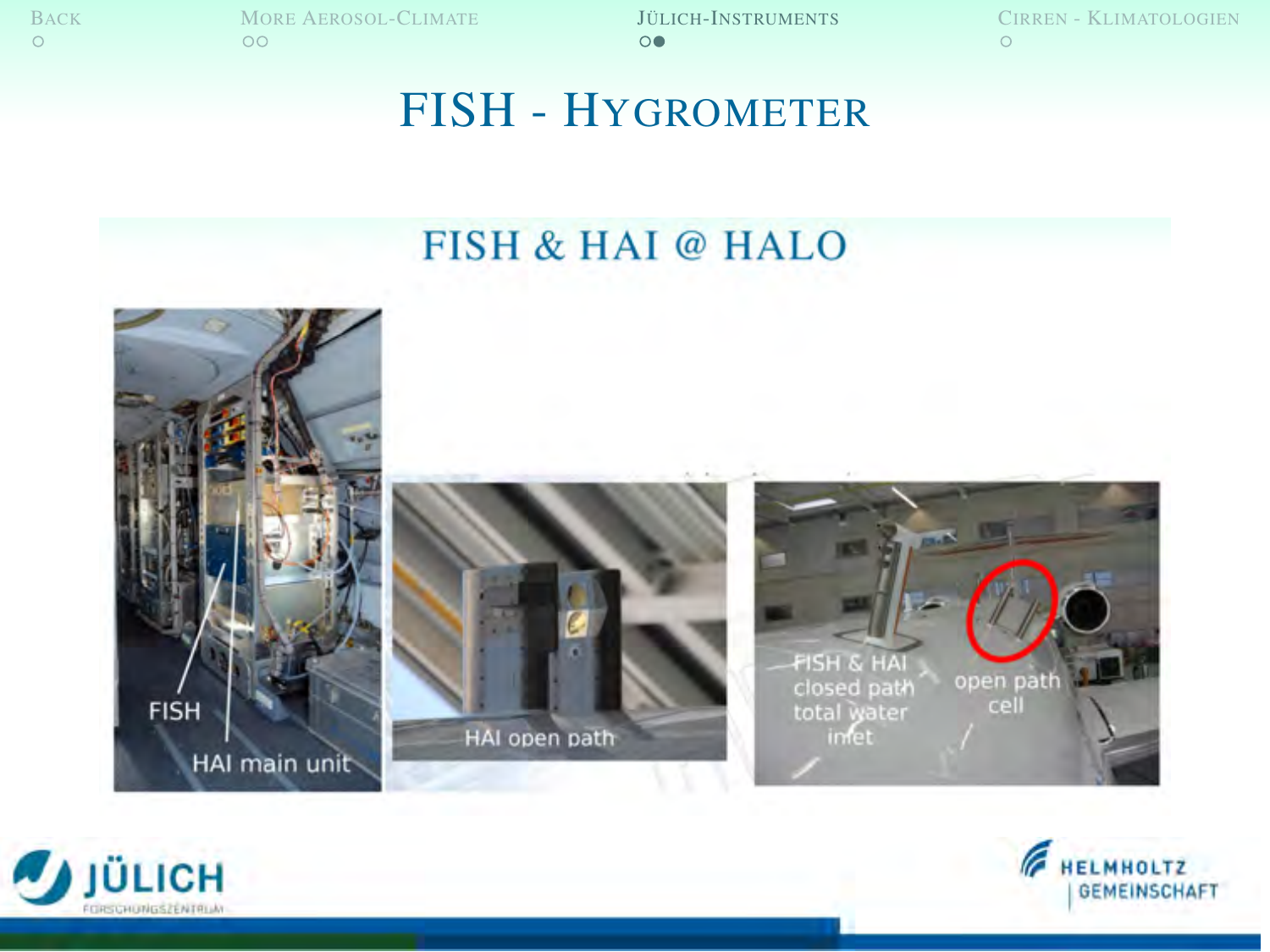# FISH - Hygrometer

## FISH & HAI @ HALO

FISH

HAI main unit

HAI open path

FISH & HAI closed path total water inlet

open path cell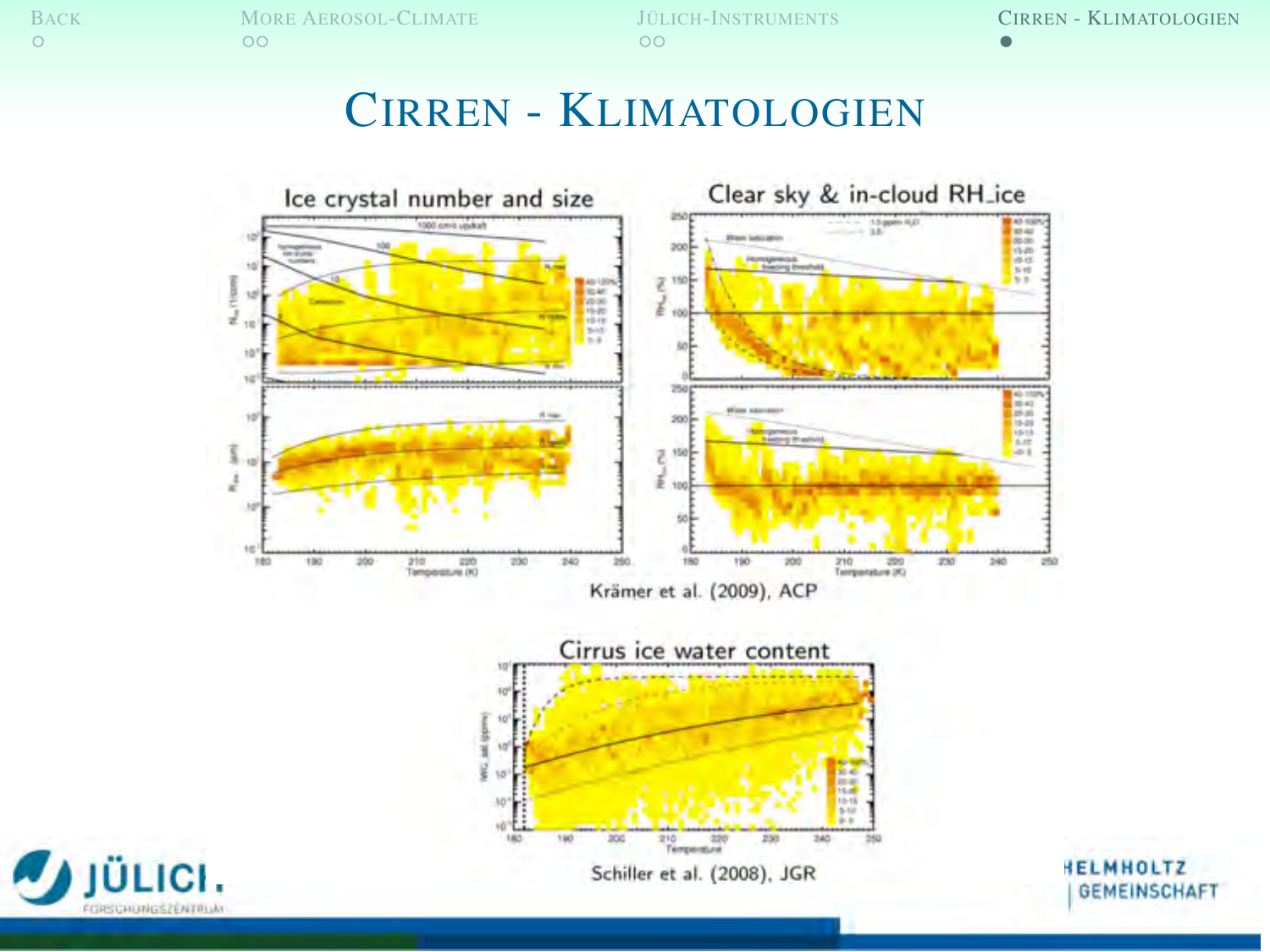# Cirren - Klimatologien

Ice crystal number and size

Clear sky & in-cloud RH_ice

Krämer et al. (2009), ACP

Cirrus ice water content

Schiller et al. (2008), JGR